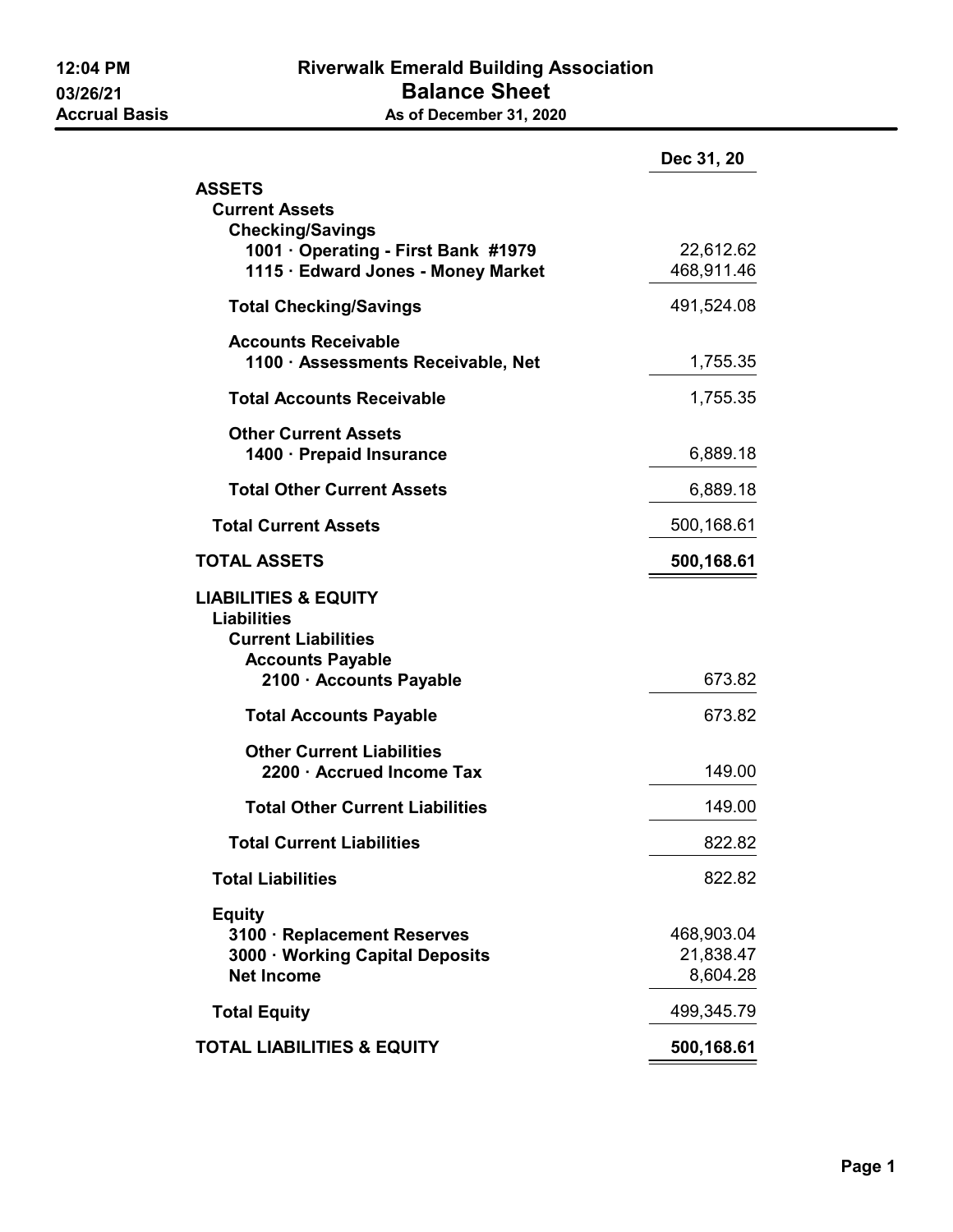**12:04 PM**
**03/26/21**
**Accrual Basis**

# Riverwalk Emerald Building Association

## Balance Sheet

**As of December 31, 2020**

| | Dec 31, 20 |
|---|---|
| **ASSETS** | |
| **Current Assets** | |
| **Checking/Savings** | |
| **1001 · Operating - First Bank #1979** | 22,612.62 |
| **1115 · Edward Jones - Money Market** | 468,911.46 |
| **Total Checking/Savings** | 491,524.08 |
| **Accounts Receivable** | |
| **1100 · Assessments Receivable, Net** | 1,755.35 |
| **Total Accounts Receivable** | 1,755.35 |
| **Other Current Assets** | |
| **1400 · Prepaid Insurance** | 6,889.18 |
| **Total Other Current Assets** | 6,889.18 |
| **Total Current Assets** | 500,168.61 |
| **TOTAL ASSETS** | **500,168.61** |
| **LIABILITIES & EQUITY** | |
| **Liabilities** | |
| **Current Liabilities** | |
| **Accounts Payable** | |
| **2100 · Accounts Payable** | 673.82 |
| **Total Accounts Payable** | 673.82 |
| **Other Current Liabilities** | |
| **2200 · Accrued Income Tax** | 149.00 |
| **Total Other Current Liabilities** | 149.00 |
| **Total Current Liabilities** | 822.82 |
| **Total Liabilities** | 822.82 |
| **Equity** | |
| **3100 · Replacement Reserves** | 468,903.04 |
| **3000 · Working Capital Deposits** | 21,838.47 |
| **Net Income** | 8,604.28 |
| **Total Equity** | 499,345.79 |
| **TOTAL LIABILITIES & EQUITY** | **500,168.61** |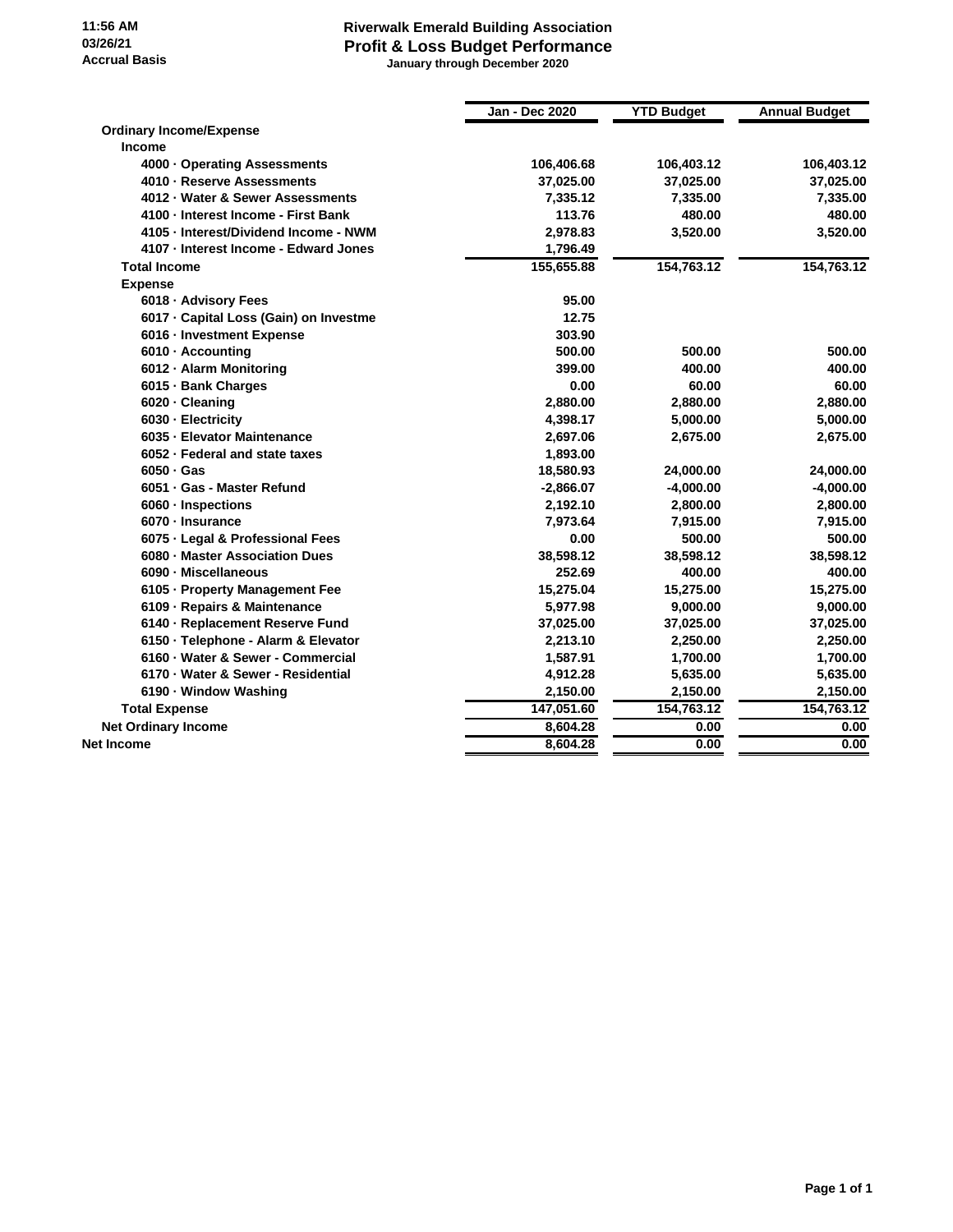11:56 AM
03/26/21
Accrual Basis

# Riverwalk Emerald Building Association
## Profit & Loss Budget Performance
### January through December 2020

| | Jan - Dec 2020 | YTD Budget | Annual Budget |
|---|---|---|---|
| **Ordinary Income/Expense** | | | |
| **Income** | | | |
| 4000 · Operating Assessments | 106,406.68 | 106,403.12 | 106,403.12 |
| 4010 · Reserve Assessments | 37,025.00 | 37,025.00 | 37,025.00 |
| 4012 · Water & Sewer Assessments | 7,335.12 | 7,335.00 | 7,335.00 |
| 4100 · Interest Income - First Bank | 113.76 | 480.00 | 480.00 |
| 4105 · Interest/Dividend Income - NWM | 2,978.83 | 3,520.00 | 3,520.00 |
| 4107 · Interest Income - Edward Jones | 1,796.49 | | |
| **Total Income** | 155,655.88 | 154,763.12 | 154,763.12 |
| **Expense** | | | |
| 6018 · Advisory Fees | 95.00 | | |
| 6017 · Capital Loss (Gain) on Investme | 12.75 | | |
| 6016 · Investment Expense | 303.90 | | |
| 6010 · Accounting | 500.00 | 500.00 | 500.00 |
| 6012 · Alarm Monitoring | 399.00 | 400.00 | 400.00 |
| 6015 · Bank Charges | 0.00 | 60.00 | 60.00 |
| 6020 · Cleaning | 2,880.00 | 2,880.00 | 2,880.00 |
| 6030 · Electricity | 4,398.17 | 5,000.00 | 5,000.00 |
| 6035 · Elevator Maintenance | 2,697.06 | 2,675.00 | 2,675.00 |
| 6052 · Federal and state taxes | 1,893.00 | | |
| 6050 · Gas | 18,580.93 | 24,000.00 | 24,000.00 |
| 6051 · Gas - Master Refund | -2,866.07 | -4,000.00 | -4,000.00 |
| 6060 · Inspections | 2,192.10 | 2,800.00 | 2,800.00 |
| 6070 · Insurance | 7,973.64 | 7,915.00 | 7,915.00 |
| 6075 · Legal & Professional Fees | 0.00 | 500.00 | 500.00 |
| 6080 · Master Association Dues | 38,598.12 | 38,598.12 | 38,598.12 |
| 6090 · Miscellaneous | 252.69 | 400.00 | 400.00 |
| 6105 · Property Management Fee | 15,275.04 | 15,275.00 | 15,275.00 |
| 6109 · Repairs & Maintenance | 5,977.98 | 9,000.00 | 9,000.00 |
| 6140 · Replacement Reserve Fund | 37,025.00 | 37,025.00 | 37,025.00 |
| 6150 · Telephone - Alarm & Elevator | 2,213.10 | 2,250.00 | 2,250.00 |
| 6160 · Water & Sewer - Commercial | 1,587.91 | 1,700.00 | 1,700.00 |
| 6170 · Water & Sewer - Residential | 4,912.28 | 5,635.00 | 5,635.00 |
| 6190 · Window Washing | 2,150.00 | 2,150.00 | 2,150.00 |
| **Total Expense** | 147,051.60 | 154,763.12 | 154,763.12 |
| **Net Ordinary Income** | 8,604.28 | 0.00 | 0.00 |
| **Net Income** | 8,604.28 | 0.00 | 0.00 |